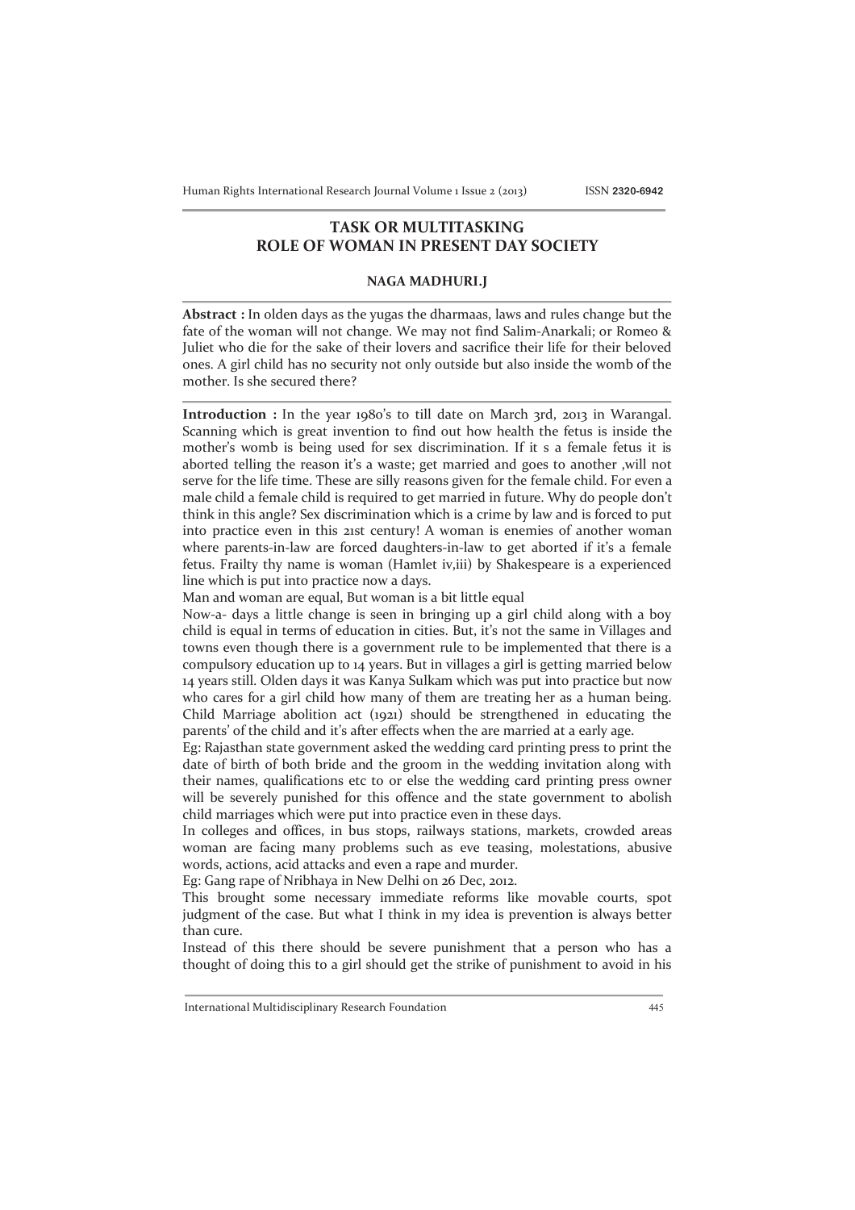# TASK OR MULTITASKING ROLE OF WOMAN IN PRESENT DAY SOCIETY

**NAGA MADHURI.J**

**Abstract :** In olden days as the yugas the dharmaas, laws and rules change but the fate of the woman will not change. We may not find Salim-Anarkali; or Romeo & Juliet who die for the sake of their lovers and sacrifice their life for their beloved ones. A girl child has no security not only outside but also inside the womb of the mother. Is she secured there?

**Introduction :** In the year 1980's to till date on March 3rd, 2013 in Warangal. Scanning which is great invention to find out how health the fetus is inside the mother's womb is being used for sex discrimination. If it s a female fetus it is aborted telling the reason it's a waste; get married and goes to another ,will not serve for the life time. These are silly reasons given for the female child. For even a male child a female child is required to get married in future. Why do people don't think in this angle? Sex discrimination which is a crime by law and is forced to put into practice even in this 21st century! A woman is enemies of another woman where parents-in-law are forced daughters-in-law to get aborted if it's a female fetus. Frailty thy name is woman (Hamlet iv,iii) by Shakespeare is a experienced line which is put into practice now a days.

Man and woman are equal, But woman is a bit little equal

Now-a- days a little change is seen in bringing up a girl child along with a boy child is equal in terms of education in cities. But, it's not the same in Villages and towns even though there is a government rule to be implemented that there is a compulsory education up to 14 years. But in villages a girl is getting married below 14 years still. Olden days it was Kanya Sulkam which was put into practice but now who cares for a girl child how many of them are treating her as a human being. Child Marriage abolition act (1921) should be strengthened in educating the parents' of the child and it's after effects when the are married at a early age.

Eg: Rajasthan state government asked the wedding card printing press to print the date of birth of both bride and the groom in the wedding invitation along with their names, qualifications etc to or else the wedding card printing press owner will be severely punished for this offence and the state government to abolish child marriages which were put into practice even in these days.

In colleges and offices, in bus stops, railways stations, markets, crowded areas woman are facing many problems such as eve teasing, molestations, abusive words, actions, acid attacks and even a rape and murder.

Eg: Gang rape of Nribhaya in New Delhi on 26 Dec, 2012.

This brought some necessary immediate reforms like movable courts, spot judgment of the case. But what I think in my idea is prevention is always better than cure.

Instead of this there should be severe punishment that a person who has a thought of doing this to a girl should get the strike of punishment to avoid in his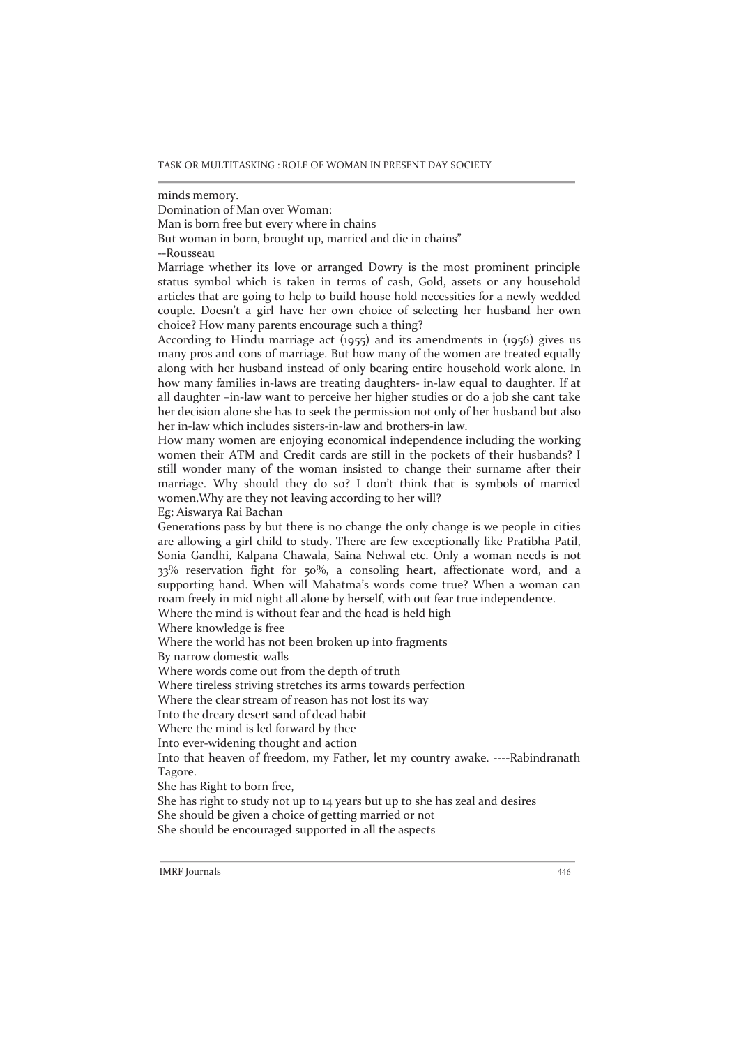minds memory.

Domination of Man over Woman:

Man is born free but every where in chains

But woman in born, brought up, married and die in chains"

--Rousseau

Marriage whether its love or arranged Dowry is the most prominent principle status symbol which is taken in terms of cash, Gold, assets or any household articles that are going to help to build house hold necessities for a newly wedded couple. Doesn't a girl have her own choice of selecting her husband her own choice? How many parents encourage such a thing?

According to Hindu marriage act (1955) and its amendments in (1956) gives us many pros and cons of marriage. But how many of the women are treated equally along with her husband instead of only bearing entire household work alone. In how many families in-laws are treating daughters- in-law equal to daughter. If at all daughter –in-law want to perceive her higher studies or do a job she cant take her decision alone she has to seek the permission not only of her husband but also her in-law which includes sisters-in-law and brothers-in law.

How many women are enjoying economical independence including the working women their ATM and Credit cards are still in the pockets of their husbands? I still wonder many of the woman insisted to change their surname after their marriage. Why should they do so? I don't think that is symbols of married women.Why are they not leaving according to her will?

Eg: Aiswarya Rai Bachan

Generations pass by but there is no change the only change is we people in cities are allowing a girl child to study. There are few exceptionally like Pratibha Patil, Sonia Gandhi, Kalpana Chawala, Saina Nehwal etc. Only a woman needs is not 33% reservation fight for 50%, a consoling heart, affectionate word, and a supporting hand. When will Mahatma's words come true? When a woman can roam freely in mid night all alone by herself, with out fear true independence.

Where the mind is without fear and the head is held high

Where knowledge is free

Where the world has not been broken up into fragments

By narrow domestic walls

Where words come out from the depth of truth

Where tireless striving stretches its arms towards perfection

Where the clear stream of reason has not lost its way

Into the dreary desert sand of dead habit

Where the mind is led forward by thee

Into ever-widening thought and action

Into that heaven of freedom, my Father, let my country awake. ----Rabindranath Tagore.

She has Right to born free,

She has right to study not up to 14 years but up to she has zeal and desires

She should be given a choice of getting married or not

She should be encouraged supported in all the aspects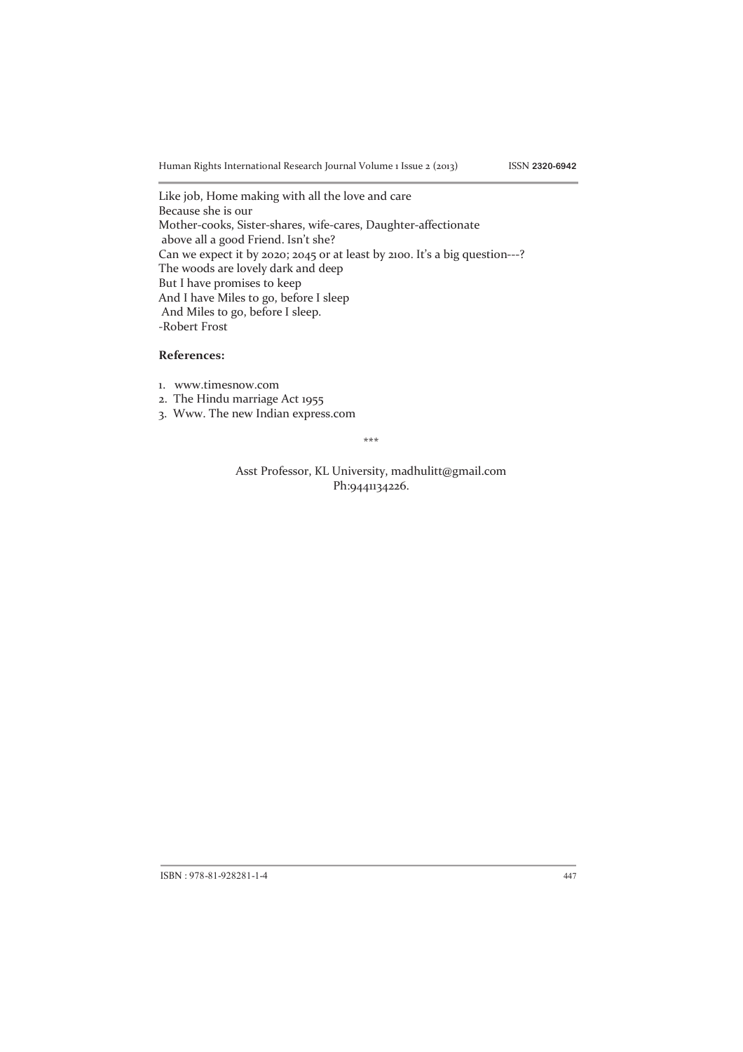Like job, Home making with all the love and care
Because she is our
Mother-cooks, Sister-shares, wife-cares, Daughter-affectionate
above all a good Friend. Isn't she?
Can we expect it by 2020; 2045 or at least by 2100. It's a big question---?
The woods are lovely dark and deep
But I have promises to keep
And I have Miles to go, before I sleep
And Miles to go, before I sleep.
-Robert Frost

**References:**

1. www.timesnow.com
2. The Hindu marriage Act 1955
3. Www. The new Indian express.com

\*\*\*

Asst Professor, KL University, madhulitt@gmail.com
Ph:9441134226.